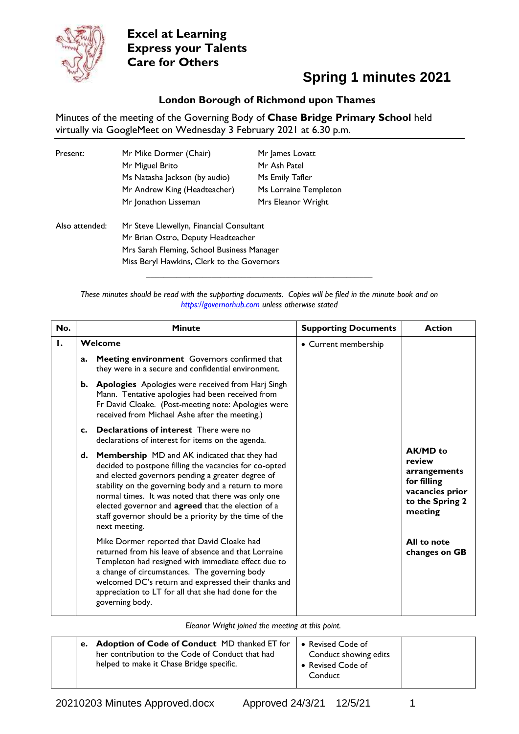**Excel at Learning**
**Express your Talents**
**Care for Others**

# Spring 1 minutes 2021

**London Borough of Richmond upon Thames**

Minutes of the meeting of the Governing Body of **Chase Bridge Primary School** held virtually via GoogleMeet on Wednesday 3 February 2021 at 6.30 p.m.

| Present: | Mr Mike Dormer (Chair) | Mr James Lovatt |
|---|---|---|
| | Mr Miguel Brito | Mr Ash Patel |
| | Ms Natasha Jackson (by audio) | Ms Emily Tafler |
| | Mr Andrew King (Headteacher) | Ms Lorraine Templeton |
| | Mr Jonathon Lisseman | Mrs Eleanor Wright |

Also attended:
- Mr Steve Llewellyn, Financial Consultant
- Mr Brian Ostro, Deputy Headteacher
- Mrs Sarah Fleming, School Business Manager
- Miss Beryl Hawkins, Clerk to the Governors

*These minutes should be read with the supporting documents. Copies will be filed in the minute book and on https://governorhub.com unless otherwise stated*

| No. | Minute | Supporting Documents | Action |
|---|---|---|---|
| **1.** | **Welcome** | • Current membership | |
| | **a. Meeting environment** Governors confirmed that they were in a secure and confidential environment. | | |
| | **b. Apologies** Apologies were received from Harj Singh Mann. Tentative apologies had been received from Fr David Cloake. (Post-meeting note: Apologies were received from Michael Ashe after the meeting.) | | |
| | **c. Declarations of interest** There were no declarations of interest for items on the agenda. | | |
| | **d. Membership** MD and AK indicated that they had decided to postpone filling the vacancies for co-opted and elected governors pending a greater degree of stability on the governing body and a return to more normal times. It was noted that there was only one elected governor and **agreed** that the election of a staff governor should be a priority by the time of the next meeting. | | **AK/MD to review arrangements for filling vacancies prior to the Spring 2 meeting** |
| | Mike Dormer reported that David Cloake had returned from his leave of absence and that Lorraine Templeton had resigned with immediate effect due to a change of circumstances. The governing body welcomed DC's return and expressed their thanks and appreciation to LT for all that she had done for the governing body. | | **All to note changes on GB** |

*Eleanor Wright joined the meeting at this point.*

| No. | Minute | Supporting Documents | Action |
|---|---|---|---|
| | **e. Adoption of Code of Conduct** MD thanked ET for her contribution to the Code of Conduct that had helped to make it Chase Bridge specific. | • Revised Code of Conduct showing edits<br>• Revised Code of Conduct | |

20210203 Minutes Approved.docx Approved 24/3/21 12/5/21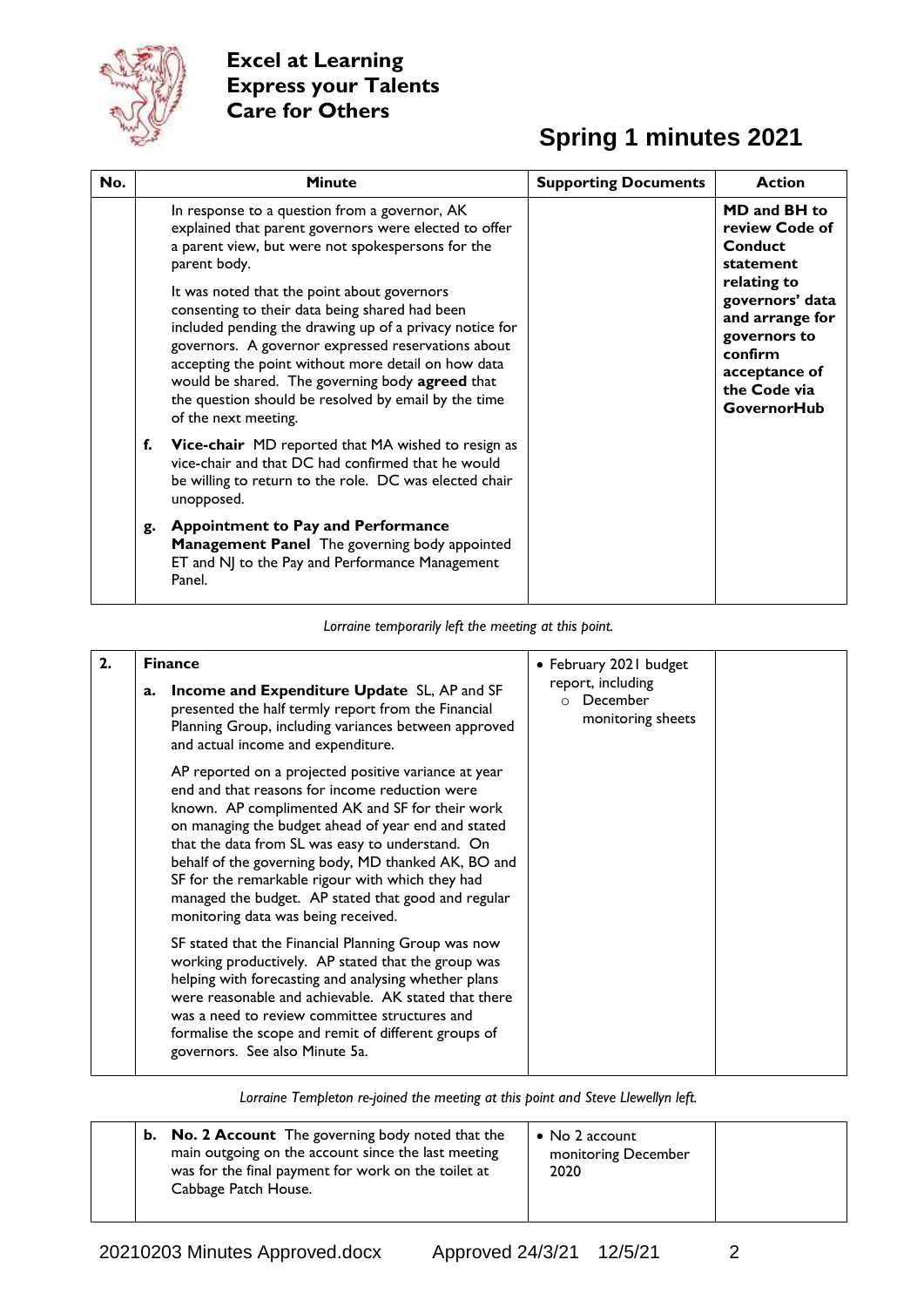**Excel at Learning**
**Express your Talents**
**Care for Others**

# Spring 1 minutes 2021

| No. | Minute | Supporting Documents | Action |
|---|---|---|---|
| | In response to a question from a governor, AK explained that parent governors were elected to offer a parent view, but were not spokespersons for the parent body.<br><br>It was noted that the point about governors consenting to their data being shared had been included pending the drawing up of a privacy notice for governors. A governor expressed reservations about accepting the point without more detail on how data would be shared. The governing body **agreed** that the question should be resolved by email by the time of the next meeting.<br><br>**f. Vice-chair** MD reported that MA wished to resign as vice-chair and that DC had confirmed that he would be willing to return to the role. DC was elected chair unopposed.<br><br>**g. Appointment to Pay and Performance Management Panel** The governing body appointed ET and NJ to the Pay and Performance Management Panel. | | **MD and BH to review Code of Conduct statement relating to governors' data and arrange for governors to confirm acceptance of the Code via GovernorHub** |

*Lorraine temporarily left the meeting at this point.*

| No. | Minute | Supporting Documents | Action |
|---|---|---|---|
| **2.** | **Finance**<br><br>**a. Income and Expenditure Update** SL, AP and SF presented the half termly report from the Financial Planning Group, including variances between approved and actual income and expenditure.<br><br>AP reported on a projected positive variance at year end and that reasons for income reduction were known. AP complimented AK and SF for their work on managing the budget ahead of year end and stated that the data from SL was easy to understand. On behalf of the governing body, MD thanked AK, BO and SF for the remarkable rigour with which they had managed the budget. AP stated that good and regular monitoring data was being received.<br><br>SF stated that the Financial Planning Group was now working productively. AP stated that the group was helping with forecasting and analysing whether plans were reasonable and achievable. AK stated that there was a need to review committee structures and formalise the scope and remit of different groups of governors. See also Minute 5a. | • February 2021 budget report, including<br>&nbsp;&nbsp;○ December monitoring sheets | |

*Lorraine Templeton re-joined the meeting at this point and Steve Llewellyn left.*

| No. | Minute | Supporting Documents | Action |
|---|---|---|---|
| | **b. No. 2 Account** The governing body noted that the main outgoing on the account since the last meeting was for the final payment for work on the toilet at Cabbage Patch House. | • No 2 account monitoring December 2020 | |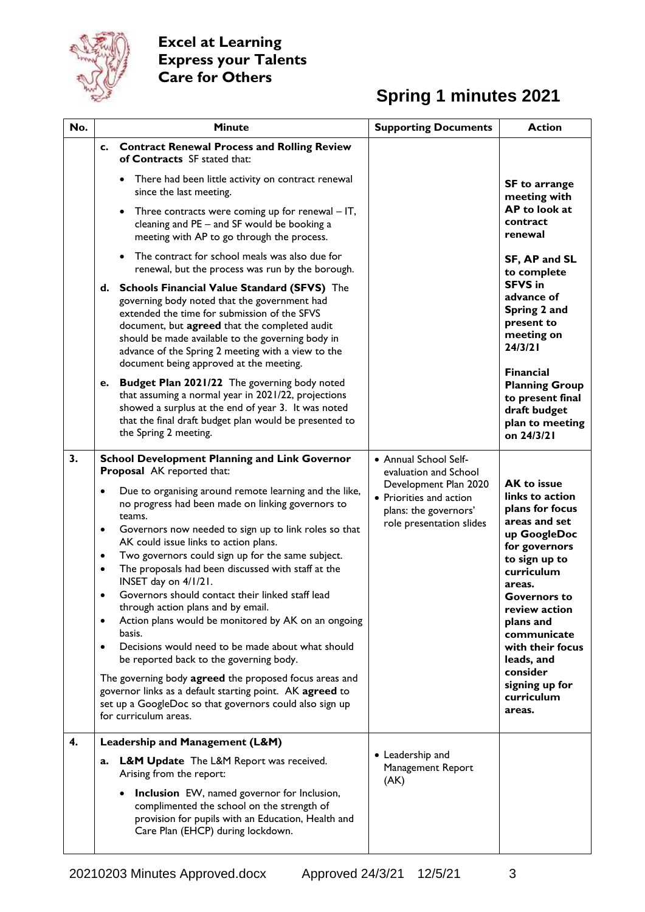**Excel at Learning**
**Express your Talents**
**Care for Others**

# Spring 1 minutes 2021

| No. | Minute | Supporting Documents | Action |
|---|---|---|---|
| | **c. Contract Renewal Process and Rolling Review of Contracts** SF stated that:<br>• There had been little activity on contract renewal since the last meeting.<br>• Three contracts were coming up for renewal – IT, cleaning and PE – and SF would be booking a meeting with AP to go through the process.<br>• The contract for school meals was also due for renewal, but the process was run by the borough.<br>**d. Schools Financial Value Standard (SFVS)** The governing body noted that the government had extended the time for submission of the SFVS document, but **agreed** that the completed audit should be made available to the governing body in advance of the Spring 2 meeting with a view to the document being approved at the meeting.<br>**e. Budget Plan 2021/22** The governing body noted that assuming a normal year in 2021/22, projections showed a surplus at the end of year 3. It was noted that the final draft budget plan would be presented to the Spring 2 meeting. | | **SF to arrange meeting with AP to look at contract renewal**<br><br>**SF, AP and SL to complete SFVS in advance of Spring 2 and present to meeting on 24/3/21**<br><br>**Financial Planning Group to present final draft budget plan to meeting on 24/3/21** |
| 3. | **School Development Planning and Link Governor Proposal** AK reported that:<br>• Due to organising around remote learning and the like, no progress had been made on linking governors to teams.<br>• Governors now needed to sign up to link roles so that AK could issue links to action plans.<br>• Two governors could sign up for the same subject.<br>• The proposals had been discussed with staff at the INSET day on 4/1/21.<br>• Governors should contact their linked staff lead through action plans and by email.<br>• Action plans would be monitored by AK on an ongoing basis.<br>• Decisions would need to be made about what should be reported back to the governing body.<br>The governing body **agreed** the proposed focus areas and governor links as a default starting point. AK **agreed** to set up a GoogleDoc so that governors could also sign up for curriculum areas. | • Annual School Self-evaluation and School Development Plan 2020<br>• Priorities and action plans: the governors' role presentation slides | **AK to issue links to action plans for focus areas and set up GoogleDoc for governors to sign up to curriculum areas.**<br>**Governors to review action plans and communicate with their focus leads, and consider signing up for curriculum areas.** |
| 4. | **Leadership and Management (L&M)**<br>**a. L&M Update** The L&M Report was received. Arising from the report:<br>• **Inclusion** EW, named governor for Inclusion, complimented the school on the strength of provision for pupils with an Education, Health and Care Plan (EHCP) during lockdown. | • Leadership and Management Report (AK) | |

20210203 Minutes Approved.docx Approved 24/3/21 12/5/21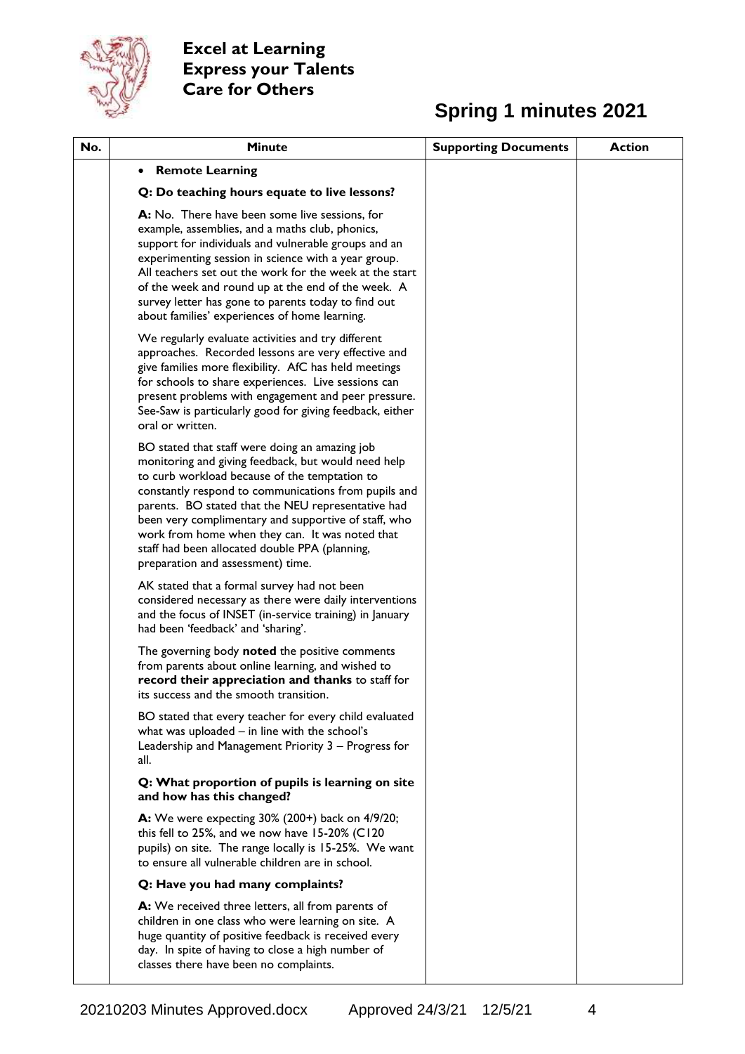| No. | Minute | Supporting Documents | Action |
|---|---|---|---|
| | • **Remote Learning**<br><br>**Q: Do teaching hours equate to live lessons?**<br><br>**A:** No. There have been some live sessions, for example, assemblies, and a maths club, phonics, support for individuals and vulnerable groups and an experimenting session in science with a year group. All teachers set out the work for the week at the start of the week and round up at the end of the week. A survey letter has gone to parents today to find out about families' experiences of home learning.<br><br>We regularly evaluate activities and try different approaches. Recorded lessons are very effective and give families more flexibility. AfC has held meetings for schools to share experiences. Live sessions can present problems with engagement and peer pressure. See-Saw is particularly good for giving feedback, either oral or written.<br><br>BO stated that staff were doing an amazing job monitoring and giving feedback, but would need help to curb workload because of the temptation to constantly respond to communications from pupils and parents. BO stated that the NEU representative had been very complimentary and supportive of staff, who work from home when they can. It was noted that staff had been allocated double PPA (planning, preparation and assessment) time.<br><br>AK stated that a formal survey had not been considered necessary as there were daily interventions and the focus of INSET (in-service training) in January had been 'feedback' and 'sharing'.<br><br>The governing body **noted** the positive comments from parents about online learning, and wished to **record their appreciation and thanks** to staff for its success and the smooth transition.<br><br>BO stated that every teacher for every child evaluated what was uploaded – in line with the school's Leadership and Management Priority 3 – Progress for all.<br><br>**Q: What proportion of pupils is learning on site and how has this changed?**<br><br>**A:** We were expecting 30% (200+) back on 4/9/20; this fell to 25%, and we now have 15-20% (C120 pupils) on site. The range locally is 15-25%. We want to ensure all vulnerable children are in school.<br><br>**Q: Have you had many complaints?**<br><br>**A:** We received three letters, all from parents of children in one class who were learning on site. A huge quantity of positive feedback is received every day. In spite of having to close a high number of classes there have been no complaints. | | |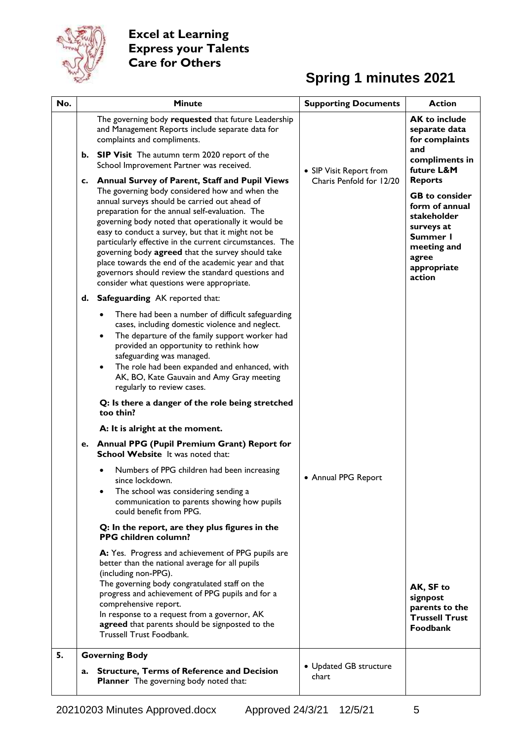**Excel at Learning**
**Express your Talents**
**Care for Others**

# Spring 1 minutes 2021

| No. | Minute | Supporting Documents | Action |
|---|---|---|---|
| | The governing body **requested** that future Leadership and Management Reports include separate data for complaints and compliments. | | **AK to include separate data for complaints and compliments in future L&M Reports** |
| | **b. SIP Visit** The autumn term 2020 report of the School Improvement Partner was received. | • SIP Visit Report from Charis Penfold for 12/20 | |
| | **c. Annual Survey of Parent, Staff and Pupil Views** The governing body considered how and when the annual surveys should be carried out ahead of preparation for the annual self-evaluation. The governing body noted that operationally it would be easy to conduct a survey, but that it might not be particularly effective in the current circumstances. The governing body **agreed** that the survey should take place towards the end of the academic year and that governors should review the standard questions and consider what questions were appropriate. | | **GB to consider form of annual stakeholder surveys at Summer 1 meeting and agree appropriate action** |
| | **d. Safeguarding** AK reported that: <br>• There had been a number of difficult safeguarding cases, including domestic violence and neglect. <br>• The departure of the family support worker had provided an opportunity to rethink how safeguarding was managed. <br>• The role had been expanded and enhanced, with AK, BO, Kate Gauvain and Amy Gray meeting regularly to review cases. <br>**Q: Is there a danger of the role being stretched too thin?** <br>**A: It is alright at the moment.** | | |
| | **e. Annual PPG (Pupil Premium Grant) Report for School Website** It was noted that: <br>• Numbers of PPG children had been increasing since lockdown. <br>• The school was considering sending a communication to parents showing how pupils could benefit from PPG. <br>**Q: In the report, are they plus figures in the PPG children column?** <br>**A:** Yes. Progress and achievement of PPG pupils are better than the national average for all pupils (including non-PPG). <br>The governing body congratulated staff on the progress and achievement of PPG pupils and for a comprehensive report. <br>In response to a request from a governor, AK **agreed** that parents should be signposted to the Trussell Trust Foodbank. | • Annual PPG Report | **AK, SF to signpost parents to the Trussell Trust Foodbank** |
| **5.** | **Governing Body** <br>**a. Structure, Terms of Reference and Decision Planner** The governing body noted that: | • Updated GB structure chart | |

20210203 Minutes Approved.docx Approved 24/3/21 12/5/21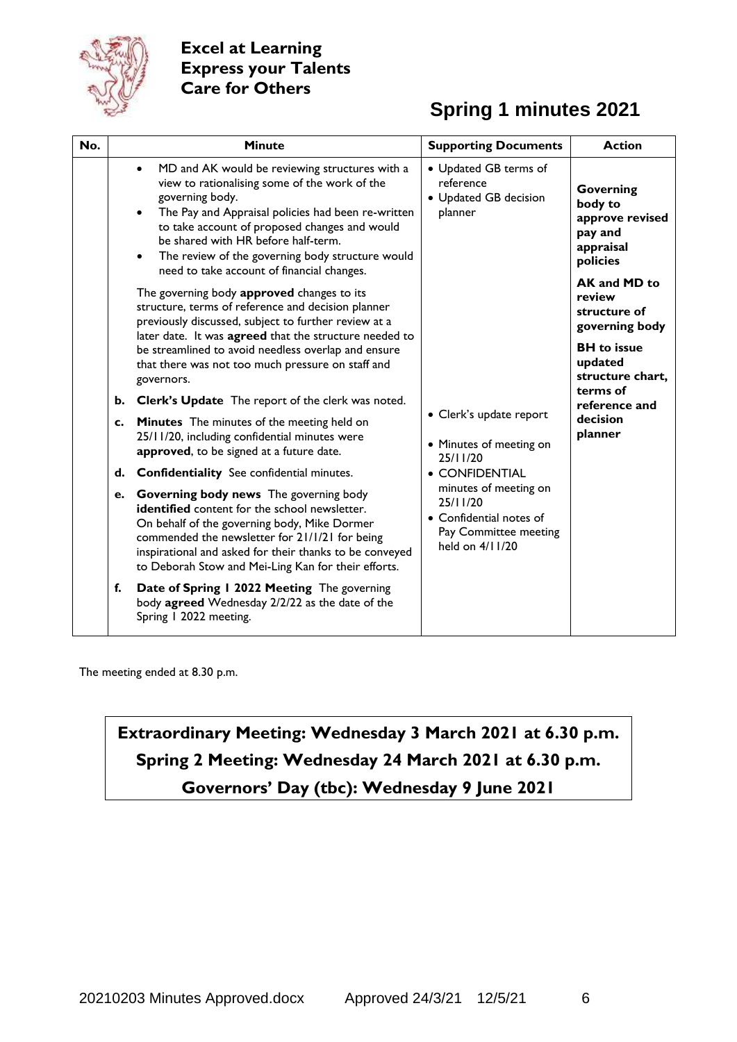**Excel at Learning**
**Express your Talents**
**Care for Others**

# Spring 1 minutes 2021

| No. | Minute | Supporting Documents | Action |
|---|---|---|---|
| | • MD and AK would be reviewing structures with a view to rationalising some of the work of the governing body.<br>• The Pay and Appraisal policies had been re-written to take account of proposed changes and would be shared with HR before half-term.<br>• The review of the governing body structure would need to take account of financial changes.<br><br>The governing body **approved** changes to its structure, terms of reference and decision planner previously discussed, subject to further review at a later date. It was **agreed** that the structure needed to be streamlined to avoid needless overlap and ensure that there was not too much pressure on staff and governors. | • Updated GB terms of reference<br>• Updated GB decision planner | **Governing body to approve revised pay and appraisal policies**<br><br>**AK and MD to review structure of governing body**<br><br>**BH to issue updated structure chart, terms of reference and decision planner** |
| | **b. Clerk's Update** The report of the clerk was noted.<br>**c. Minutes** The minutes of the meeting held on 25/11/20, including confidential minutes were **approved**, to be signed at a future date.<br>**d. Confidentiality** See confidential minutes.<br>**e. Governing body news** The governing body **identified** content for the school newsletter. On behalf of the governing body, Mike Dormer commended the newsletter for 21/1/21 for being inspirational and asked for their thanks to be conveyed to Deborah Stow and Mei-Ling Kan for their efforts.<br>**f. Date of Spring 1 2022 Meeting** The governing body **agreed** Wednesday 2/2/22 as the date of the Spring 1 2022 meeting. | • Clerk's update report<br>• Minutes of meeting on 25/11/20<br>• CONFIDENTIAL minutes of meeting on 25/11/20<br>• Confidential notes of Pay Committee meeting held on 4/11/20 | |

The meeting ended at 8.30 p.m.

**Extraordinary Meeting: Wednesday 3 March 2021 at 6.30 p.m.**
**Spring 2 Meeting: Wednesday 24 March 2021 at 6.30 p.m.**
**Governors' Day (tbc): Wednesday 9 June 2021**

20210203 Minutes Approved.docx Approved 24/3/21 12/5/21